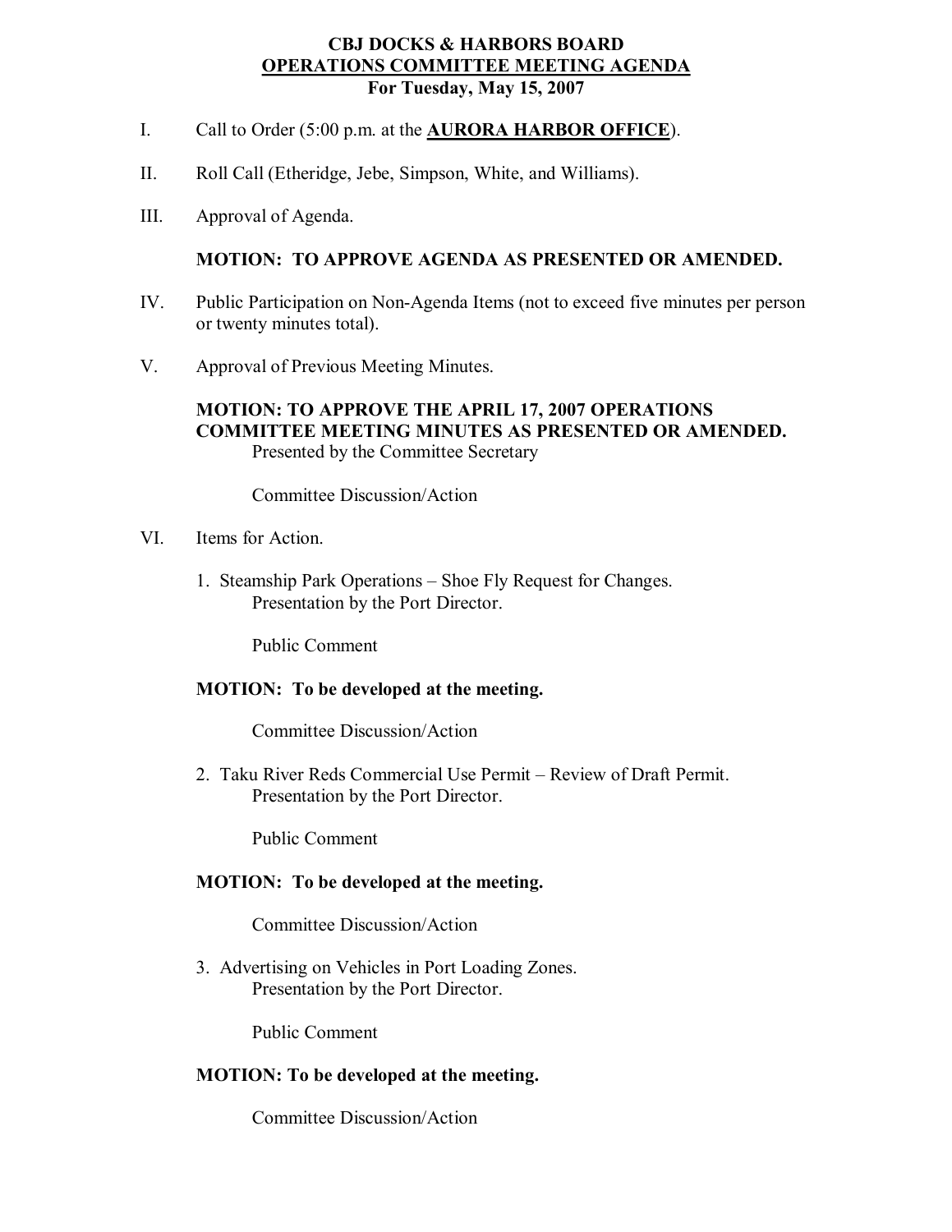# CBJ DOCKS & HARBORS BOARD
## OPERATIONS COMMITTEE MEETING AGENDA
### For Tuesday, May 15, 2007

I. Call to Order (5:00 p.m. at the **AURORA HARBOR OFFICE**).

II. Roll Call (Etheridge, Jebe, Simpson, White, and Williams).

III. Approval of Agenda.

**MOTION: TO APPROVE AGENDA AS PRESENTED OR AMENDED.**

IV. Public Participation on Non-Agenda Items (not to exceed five minutes per person or twenty minutes total).

V. Approval of Previous Meeting Minutes.

**MOTION: TO APPROVE THE APRIL 17, 2007 OPERATIONS COMMITTEE MEETING MINUTES AS PRESENTED OR AMENDED.**
Presented by the Committee Secretary

Committee Discussion/Action

VI. Items for Action.

1. Steamship Park Operations – Shoe Fly Request for Changes.
   Presentation by the Port Director.

   Public Comment

   **MOTION: To be developed at the meeting.**

   Committee Discussion/Action

2. Taku River Reds Commercial Use Permit – Review of Draft Permit.
   Presentation by the Port Director.

   Public Comment

   **MOTION: To be developed at the meeting.**

   Committee Discussion/Action

3. Advertising on Vehicles in Port Loading Zones.
   Presentation by the Port Director.

   Public Comment

   **MOTION: To be developed at the meeting.**

   Committee Discussion/Action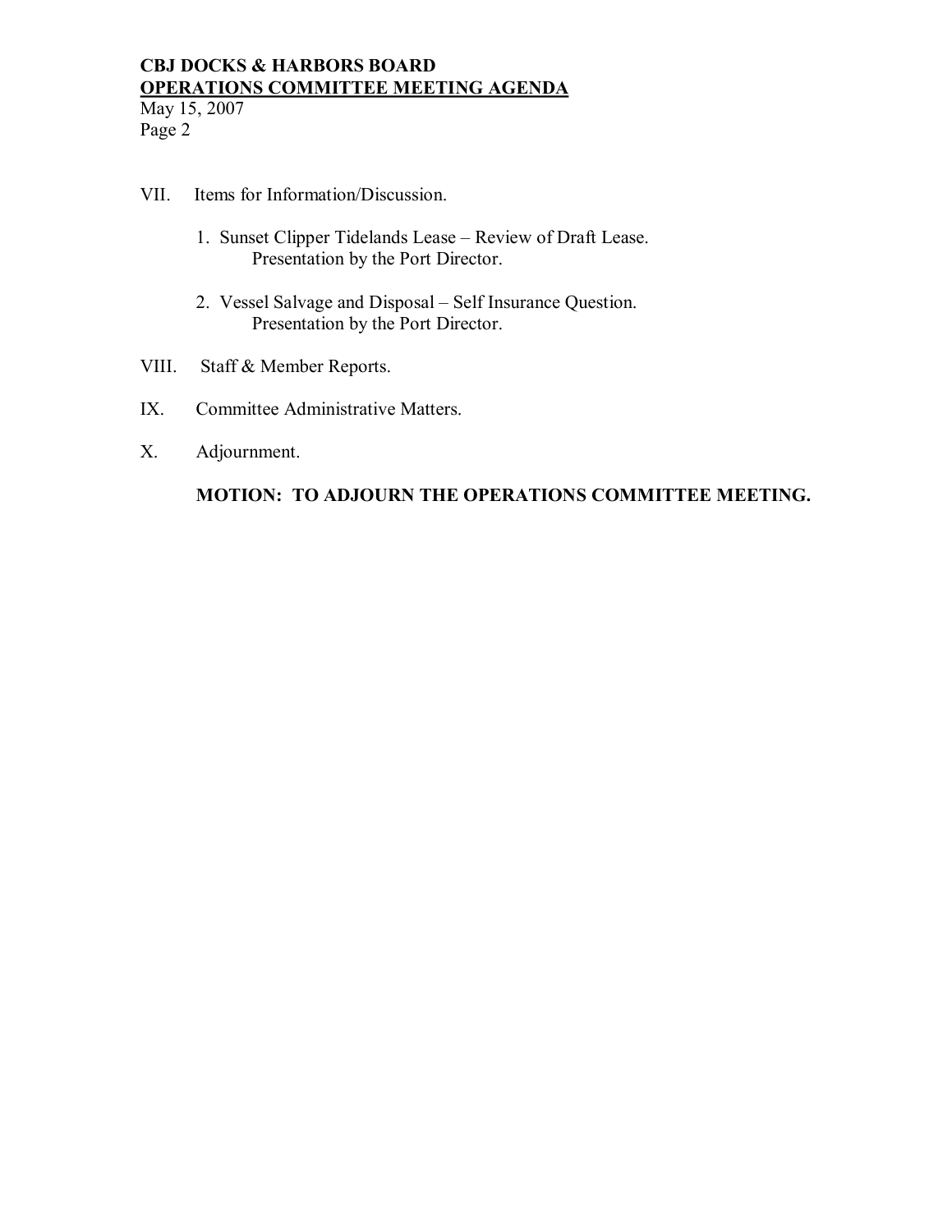VII. Items for Information/Discussion.

1. Sunset Clipper Tidelands Lease – Review of Draft Lease.
   Presentation by the Port Director.

2. Vessel Salvage and Disposal – Self Insurance Question.
   Presentation by the Port Director.

VIII. Staff & Member Reports.

IX. Committee Administrative Matters.

X. Adjournment.

**MOTION: TO ADJOURN THE OPERATIONS COMMITTEE MEETING.**